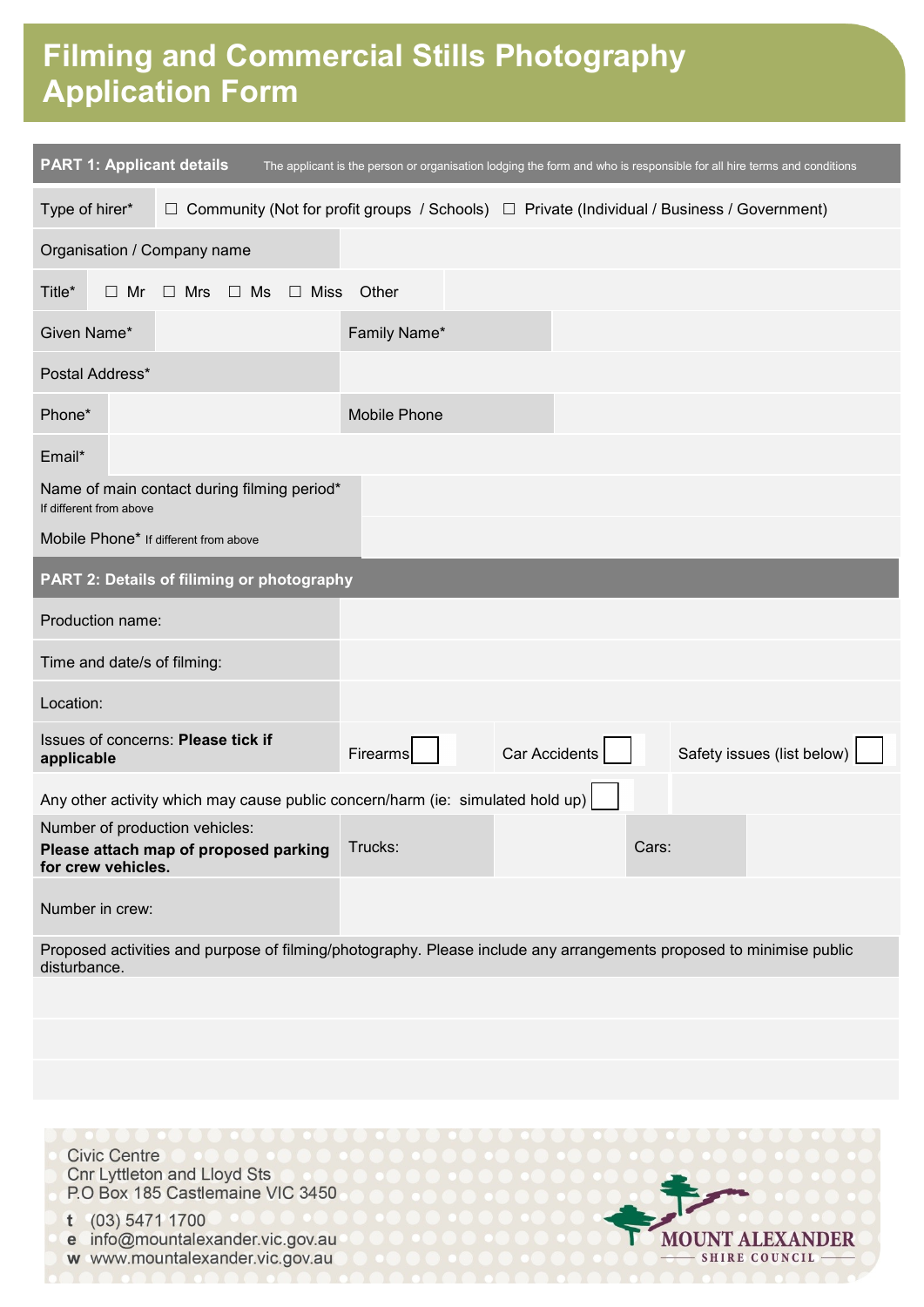# Filming and Commercial Stills Photography Application Form

| **PART 1: Applicant details** | The applicant is the person or organisation lodging the form and who is responsible for all hire terms and conditions | | |
|---|---|---|---|
| Type of hirer* | ☐ Community (Not for profit groups / Schools) ☐ Private (Individual / Business / Government) | | |
| Organisation / Company name | | | |
| Title* | ☐ Mr ☐ Mrs ☐ Ms ☐ Miss Other | | |
| Given Name* | | Family Name* | |
| Postal Address* | | | |
| Phone* | | Mobile Phone | |
| Email* | | | |
| Name of main contact during filming period* If different from above | | | |
| Mobile Phone* If different from above | | | |

| **PART 2: Details of filiming or photography** | | | |
|---|---|---|---|
| Production name: | | | |
| Time and date/s of filming: | | | |
| Location: | | | |
| Issues of concerns: **Please tick if applicable** | Firearms ☐ | Car Accidents ☐ | Safety issues (list below) ☐ |
| Any other activity which may cause public concern/harm (ie: simulated hold up) ☐ | | | |
| Number of production vehicles: **Please attach map of proposed parking for crew vehicles.** | Trucks: | Cars: | |
| Number in crew: | | | |
| Proposed activities and purpose of filming/photography. Please include any arrangements proposed to minimise public disturbance. | | | |
| | | | |
| | | | |
| | | | |

Civic Centre
Cnr Lyttleton and Lloyd Sts
P.O Box 185 Castlemaine VIC 3450

**t** (03) 5471 1700
**e** info@mountalexander.vic.gov.au
**w** www.mountalexander.vic.gov.au

MOUNT ALEXANDER SHIRE COUNCIL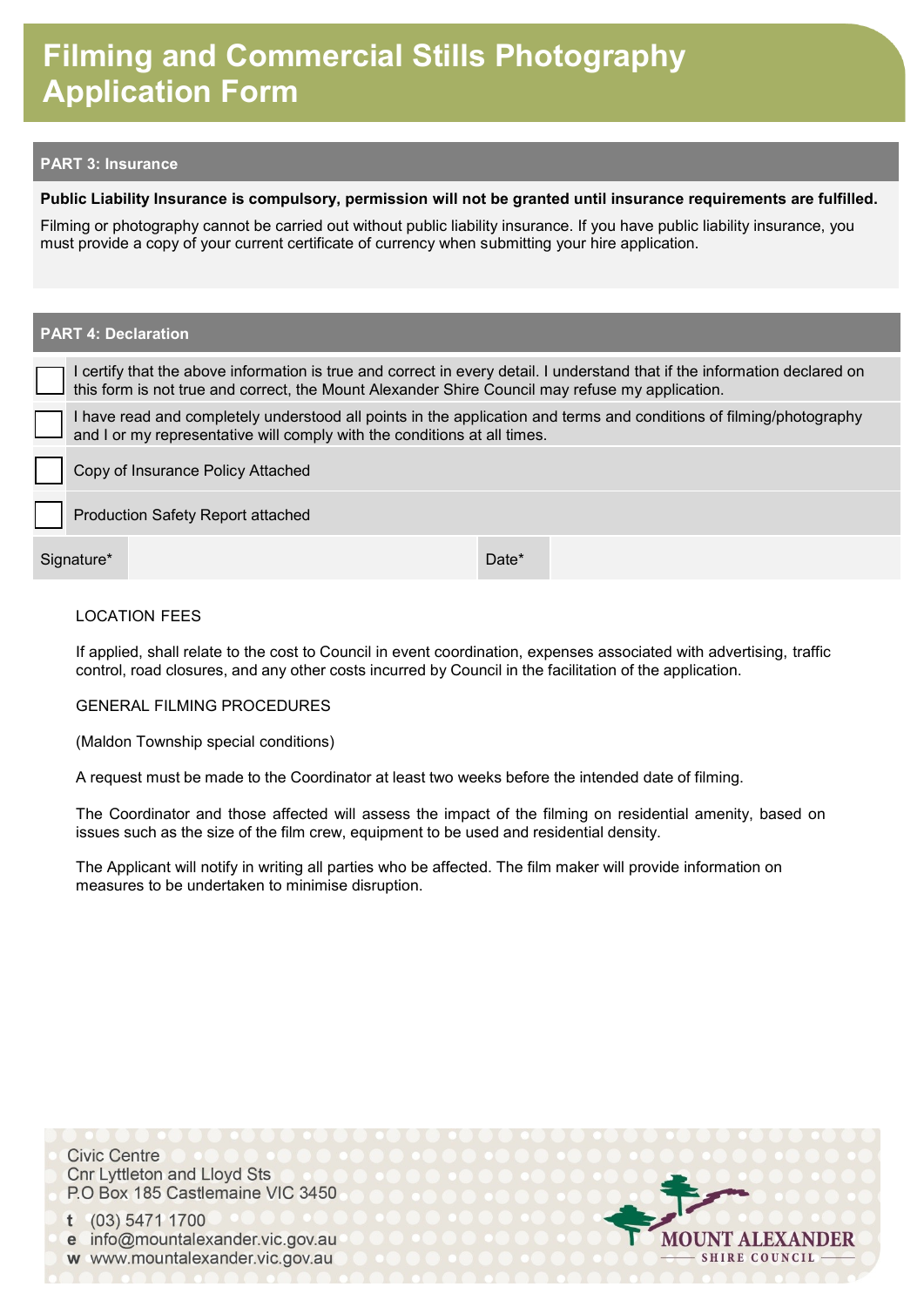# Filming and Commercial Stills Photography Application Form

## PART 3: Insurance

**Public Liability Insurance is compulsory, permission will not be granted until insurance requirements are fulfilled.**

Filming or photography cannot be carried out without public liability insurance. If you have public liability insurance, you must provide a copy of your current certificate of currency when submitting your hire application.

## PART 4: Declaration

- ☐ I certify that the above information is true and correct in every detail. I understand that if the information declared on this form is not true and correct, the Mount Alexander Shire Council may refuse my application.
- ☐ I have read and completely understood all points in the application and terms and conditions of filming/photography and I or my representative will comply with the conditions at all times.
- ☐ Copy of Insurance Policy Attached
- ☐ Production Safety Report attached

| Signature* | | Date* | |
|---|---|---|---|

LOCATION FEES

If applied, shall relate to the cost to Council in event coordination, expenses associated with advertising, traffic control, road closures, and any other costs incurred by Council in the facilitation of the application.

GENERAL FILMING PROCEDURES

(Maldon Township special conditions)

A request must be made to the Coordinator at least two weeks before the intended date of filming.

The Coordinator and those affected will assess the impact of the filming on residential amenity, based on issues such as the size of the film crew, equipment to be used and residential density.

The Applicant will notify in writing all parties who be affected. The film maker will provide information on measures to be undertaken to minimise disruption.

Civic Centre
Cnr Lyttleton and Lloyd Sts
P.O Box 185 Castlemaine VIC 3450

**t** (03) 5471 1700
**e** info@mountalexander.vic.gov.au
**w** www.mountalexander.vic.gov.au

MOUNT ALEXANDER SHIRE COUNCIL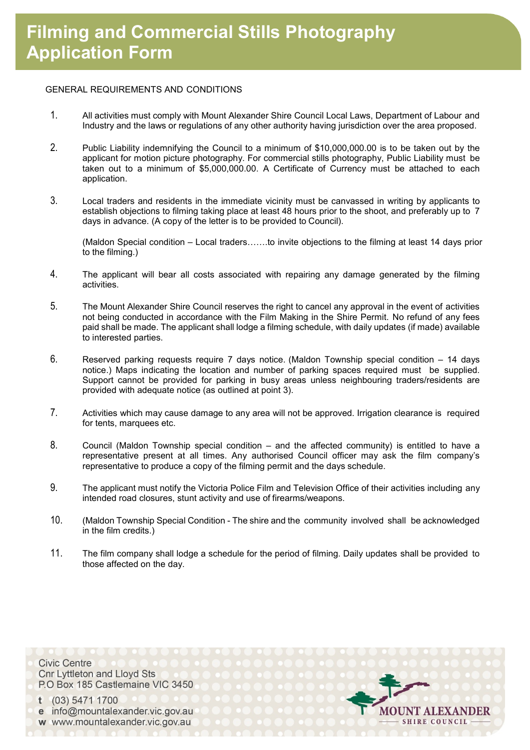# Filming and Commercial Stills Photography Application Form

GENERAL REQUIREMENTS AND CONDITIONS

1. All activities must comply with Mount Alexander Shire Council Local Laws, Department of Labour and Industry and the laws or regulations of any other authority having jurisdiction over the area proposed.

2. Public Liability indemnifying the Council to a minimum of $10,000,000.00 is to be taken out by the applicant for motion picture photography. For commercial stills photography, Public Liability must be taken out to a minimum of $5,000,000.00. A Certificate of Currency must be attached to each application.

3. Local traders and residents in the immediate vicinity must be canvassed in writing by applicants to establish objections to filming taking place at least 48 hours prior to the shoot, and preferably up to 7 days in advance. (A copy of the letter is to be provided to Council).

   (Maldon Special condition – Local traders…….to invite objections to the filming at least 14 days prior to the filming.)

4. The applicant will bear all costs associated with repairing any damage generated by the filming activities.

5. The Mount Alexander Shire Council reserves the right to cancel any approval in the event of activities not being conducted in accordance with the Film Making in the Shire Permit. No refund of any fees paid shall be made. The applicant shall lodge a filming schedule, with daily updates (if made) available to interested parties.

6. Reserved parking requests require 7 days notice. (Maldon Township special condition – 14 days notice.) Maps indicating the location and number of parking spaces required must be supplied. Support cannot be provided for parking in busy areas unless neighbouring traders/residents are provided with adequate notice (as outlined at point 3).

7. Activities which may cause damage to any area will not be approved. Irrigation clearance is required for tents, marquees etc.

8. Council (Maldon Township special condition – and the affected community) is entitled to have a representative present at all times. Any authorised Council officer may ask the film company's representative to produce a copy of the filming permit and the days schedule.

9. The applicant must notify the Victoria Police Film and Television Office of their activities including any intended road closures, stunt activity and use of firearms/weapons.

10. (Maldon Township Special Condition - The shire and the community involved shall be acknowledged in the film credits.)

11. The film company shall lodge a schedule for the period of filming. Daily updates shall be provided to those affected on the day.

Civic Centre
Cnr Lyttleton and Lloyd Sts
P.O Box 185 Castlemaine VIC 3450

**t** (03) 5471 1700
**e** info@mountalexander.vic.gov.au
**w** www.mountalexander.vic.gov.au

MOUNT ALEXANDER SHIRE COUNCIL